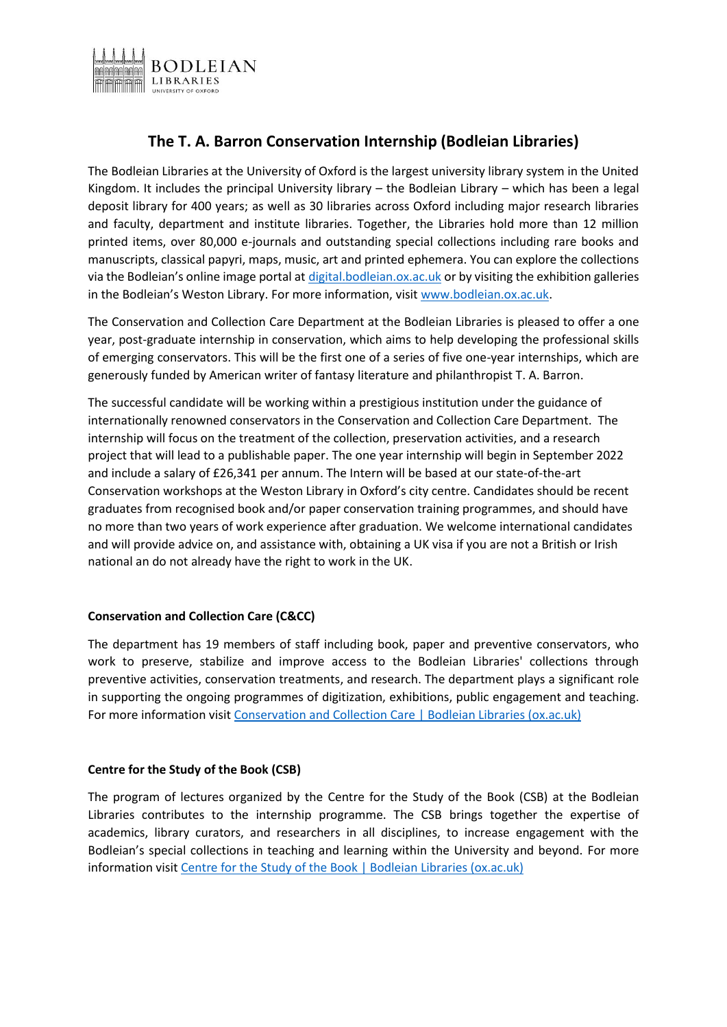# The T. A. Barron Conservation Internship (Bodleian Libraries)

The Bodleian Libraries at the University of Oxford is the largest university library system in the United Kingdom. It includes the principal University library – the Bodleian Library – which has been a legal deposit library for 400 years; as well as 30 libraries across Oxford including major research libraries and faculty, department and institute libraries. Together, the Libraries hold more than 12 million printed items, over 80,000 e-journals and outstanding special collections including rare books and manuscripts, classical papyri, maps, music, art and printed ephemera. You can explore the collections via the Bodleian's online image portal at [digital.bodleian.ox.ac.uk](digital.bodleian.ox.ac.uk) or by visiting the exhibition galleries in the Bodleian's Weston Library. For more information, visit [www.bodleian.ox.ac.uk](www.bodleian.ox.ac.uk).

The Conservation and Collection Care Department at the Bodleian Libraries is pleased to offer a one year, post-graduate internship in conservation, which aims to help developing the professional skills of emerging conservators. This will be the first one of a series of five one-year internships, which are generously funded by American writer of fantasy literature and philanthropist T. A. Barron.

The successful candidate will be working within a prestigious institution under the guidance of internationally renowned conservators in the Conservation and Collection Care Department. The internship will focus on the treatment of the collection, preservation activities, and a research project that will lead to a publishable paper. The one year internship will begin in September 2022 and include a salary of £26,341 per annum. The Intern will be based at our state-of-the-art Conservation workshops at the Weston Library in Oxford's city centre. Candidates should be recent graduates from recognised book and/or paper conservation training programmes, and should have no more than two years of work experience after graduation. We welcome international candidates and will provide advice on, and assistance with, obtaining a UK visa if you are not a British or Irish national an do not already have the right to work in the UK.

**Conservation and Collection Care (C&CC)**

The department has 19 members of staff including book, paper and preventive conservators, who work to preserve, stabilize and improve access to the Bodleian Libraries' collections through preventive activities, conservation treatments, and research. The department plays a significant role in supporting the ongoing programmes of digitization, exhibitions, public engagement and teaching. For more information visit Conservation and Collection Care | Bodleian Libraries (ox.ac.uk)

**Centre for the Study of the Book (CSB)**

The program of lectures organized by the Centre for the Study of the Book (CSB) at the Bodleian Libraries contributes to the internship programme. The CSB brings together the expertise of academics, library curators, and researchers in all disciplines, to increase engagement with the Bodleian's special collections in teaching and learning within the University and beyond. For more information visit Centre for the Study of the Book | Bodleian Libraries (ox.ac.uk)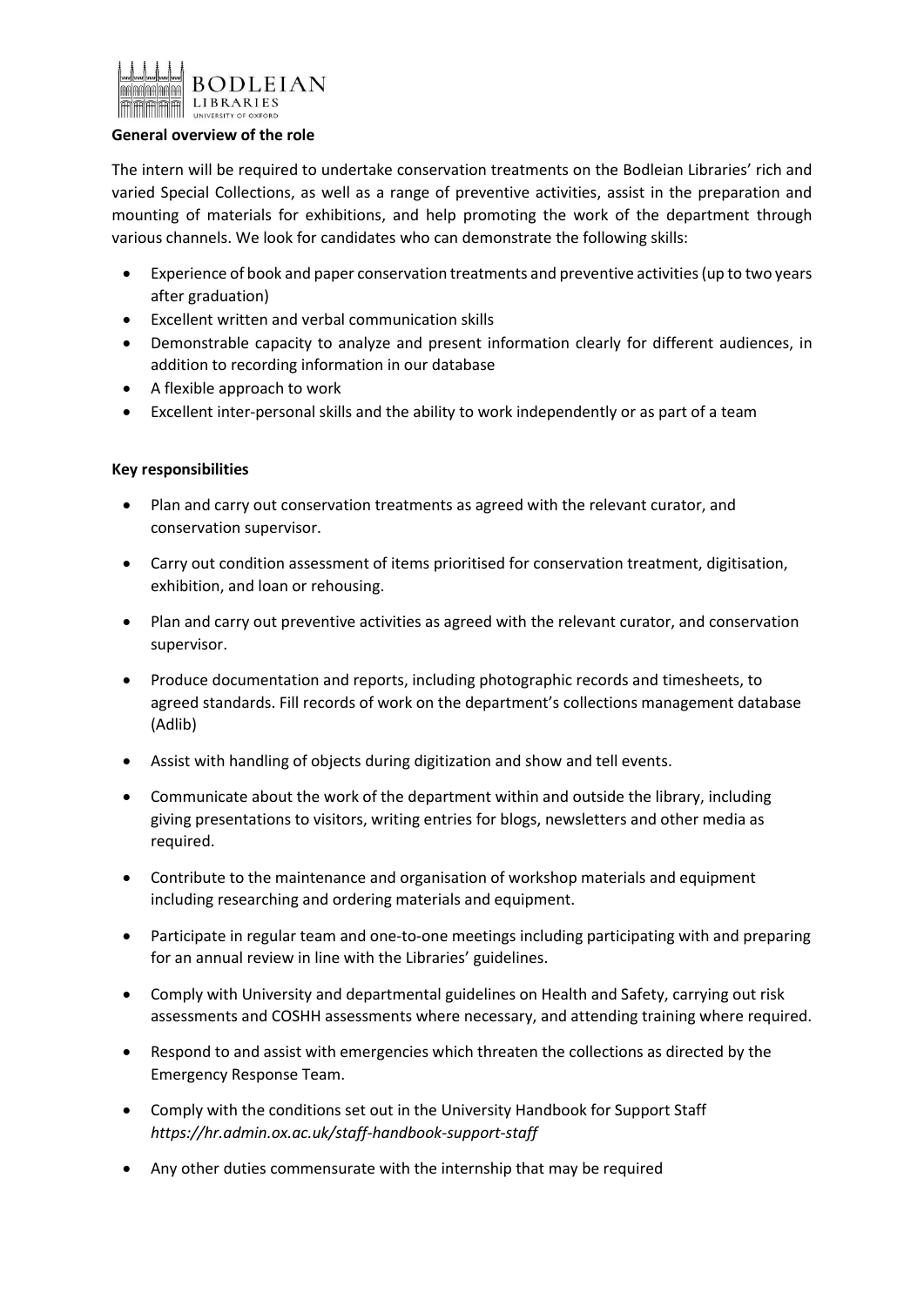**General overview of the role**

The intern will be required to undertake conservation treatments on the Bodleian Libraries' rich and varied Special Collections, as well as a range of preventive activities, assist in the preparation and mounting of materials for exhibitions, and help promoting the work of the department through various channels. We look for candidates who can demonstrate the following skills:

- Experience of book and paper conservation treatments and preventive activities (up to two years after graduation)
- Excellent written and verbal communication skills
- Demonstrable capacity to analyze and present information clearly for different audiences, in addition to recording information in our database
- A flexible approach to work
- Excellent inter-personal skills and the ability to work independently or as part of a team

**Key responsibilities**

- Plan and carry out conservation treatments as agreed with the relevant curator, and conservation supervisor.
- Carry out condition assessment of items prioritised for conservation treatment, digitisation, exhibition, and loan or rehousing.
- Plan and carry out preventive activities as agreed with the relevant curator, and conservation supervisor.
- Produce documentation and reports, including photographic records and timesheets, to agreed standards. Fill records of work on the department's collections management database (Adlib)
- Assist with handling of objects during digitization and show and tell events.
- Communicate about the work of the department within and outside the library, including giving presentations to visitors, writing entries for blogs, newsletters and other media as required.
- Contribute to the maintenance and organisation of workshop materials and equipment including researching and ordering materials and equipment.
- Participate in regular team and one-to-one meetings including participating with and preparing for an annual review in line with the Libraries' guidelines.
- Comply with University and departmental guidelines on Health and Safety, carrying out risk assessments and COSHH assessments where necessary, and attending training where required.
- Respond to and assist with emergencies which threaten the collections as directed by the Emergency Response Team.
- Comply with the conditions set out in the University Handbook for Support Staff *https://hr.admin.ox.ac.uk/staff-handbook-support-staff*
- Any other duties commensurate with the internship that may be required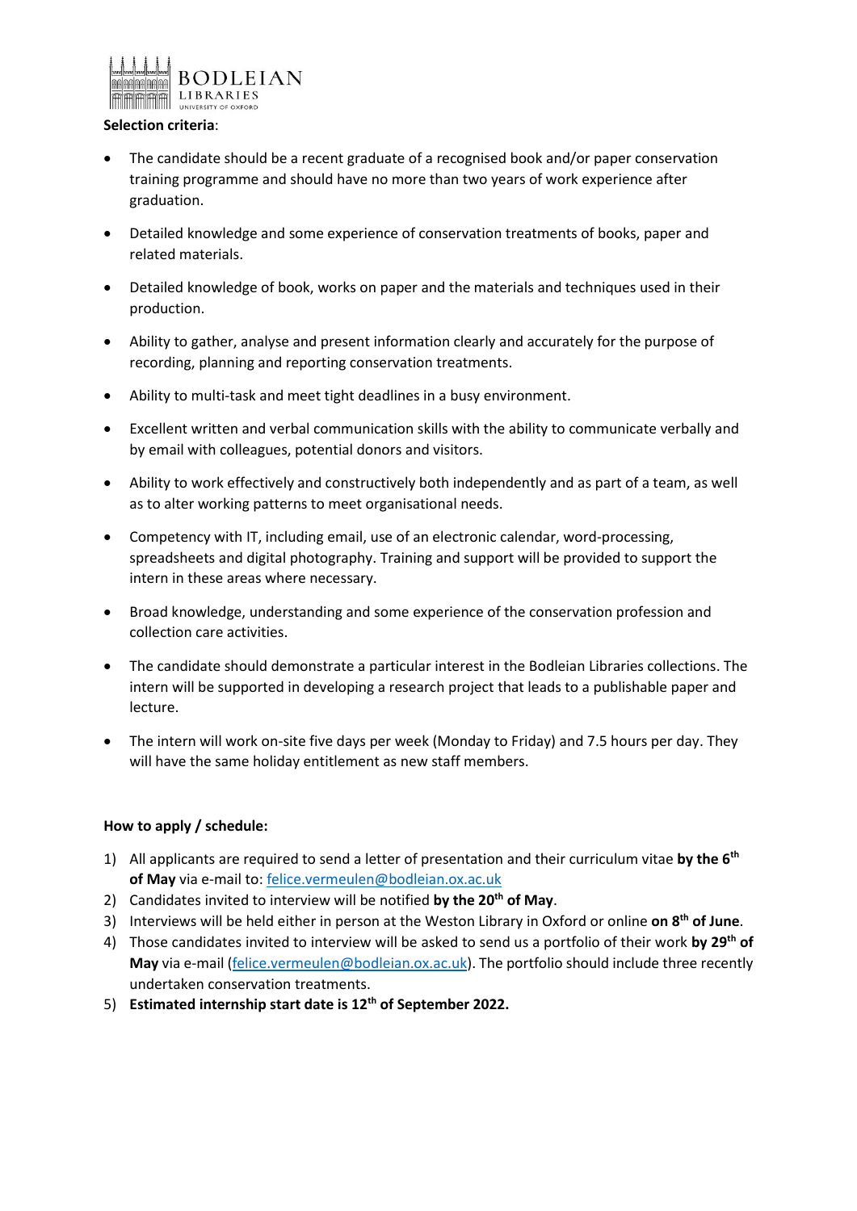**Selection criteria**:

- The candidate should be a recent graduate of a recognised book and/or paper conservation training programme and should have no more than two years of work experience after graduation.
- Detailed knowledge and some experience of conservation treatments of books, paper and related materials.
- Detailed knowledge of book, works on paper and the materials and techniques used in their production.
- Ability to gather, analyse and present information clearly and accurately for the purpose of recording, planning and reporting conservation treatments.
- Ability to multi-task and meet tight deadlines in a busy environment.
- Excellent written and verbal communication skills with the ability to communicate verbally and by email with colleagues, potential donors and visitors.
- Ability to work effectively and constructively both independently and as part of a team, as well as to alter working patterns to meet organisational needs.
- Competency with IT, including email, use of an electronic calendar, word-processing, spreadsheets and digital photography. Training and support will be provided to support the intern in these areas where necessary.
- Broad knowledge, understanding and some experience of the conservation profession and collection care activities.
- The candidate should demonstrate a particular interest in the Bodleian Libraries collections. The intern will be supported in developing a research project that leads to a publishable paper and lecture.
- The intern will work on-site five days per week (Monday to Friday) and 7.5 hours per day. They will have the same holiday entitlement as new staff members.

**How to apply / schedule:**

1) All applicants are required to send a letter of presentation and their curriculum vitae **by the 6th of May** via e-mail to: felice.vermeulen@bodleian.ox.ac.uk
2) Candidates invited to interview will be notified **by the 20th of May**.
3) Interviews will be held either in person at the Weston Library in Oxford or online **on 8th of June**.
4) Those candidates invited to interview will be asked to send us a portfolio of their work **by 29th of May** via e-mail (felice.vermeulen@bodleian.ox.ac.uk). The portfolio should include three recently undertaken conservation treatments.
5) **Estimated internship start date is 12th of September 2022.**